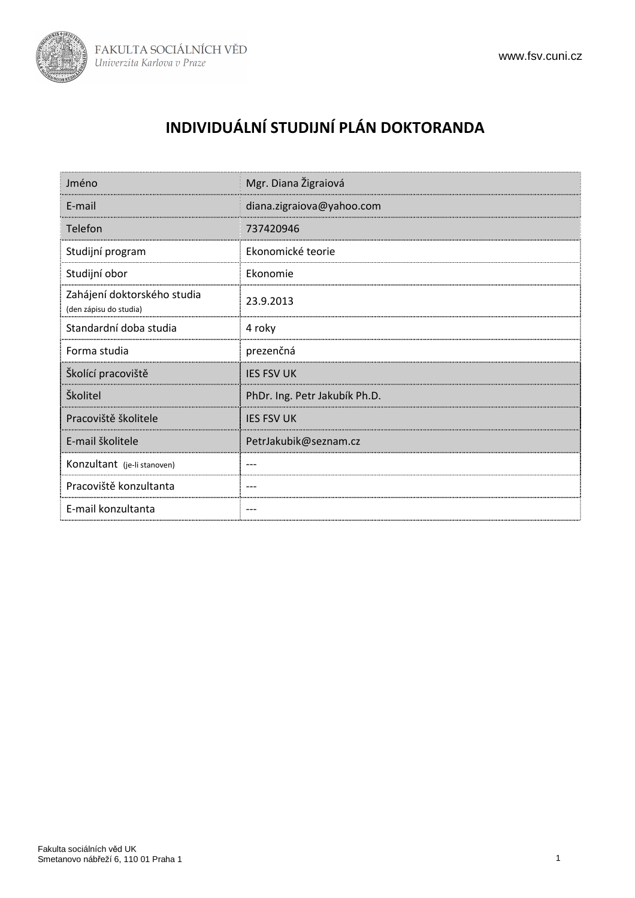# INDIVIDUÁLNÍ STUDIJNÍ PLÁN DOKTORANDA

| | |
|---|---|
| Jméno | Mgr. Diana Žigraiová |
| E-mail | diana.zigraiova@yahoo.com |
| Telefon | 737420946 |
| Studijní program | Ekonomické teorie |
| Studijní obor | Ekonomie |
| Zahájení doktorského studia (den zápisu do studia) | 23.9.2013 |
| Standardní doba studia | 4 roky |
| Forma studia | prezenčná |
| Školící pracoviště | IES FSV UK |
| Školitel | PhDr. Ing. Petr Jakubík Ph.D. |
| Pracoviště školitele | IES FSV UK |
| E-mail školitele | PetrJakubik@seznam.cz |
| Konzultant (je-li stanoven) | --- |
| Pracoviště konzultanta | --- |
| E-mail konzultanta | --- |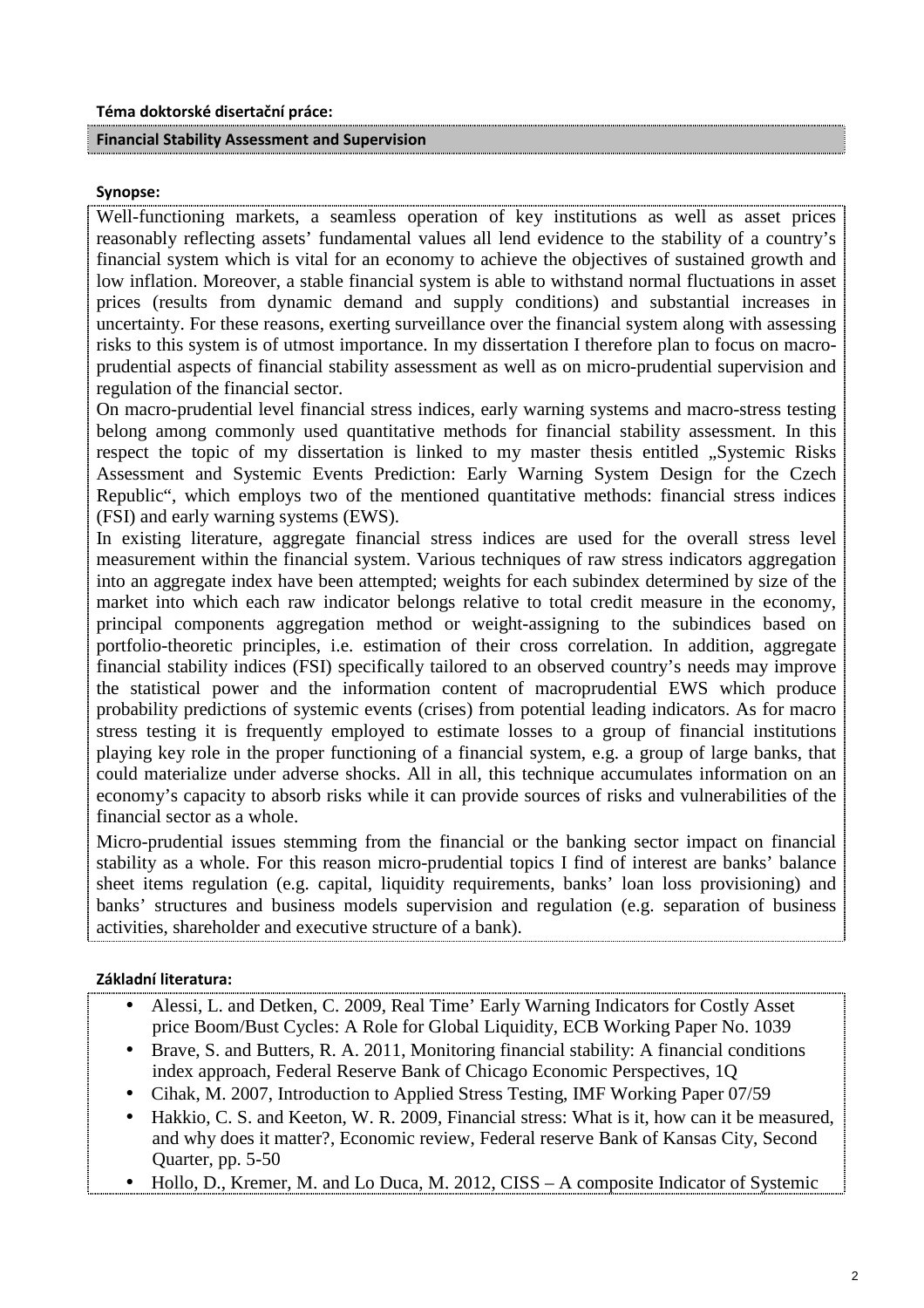**Téma doktorské disertační práce:**

**Financial Stability Assessment and Supervision**

**Synopse:**

Well-functioning markets, a seamless operation of key institutions as well as asset prices reasonably reflecting assets' fundamental values all lend evidence to the stability of a country's financial system which is vital for an economy to achieve the objectives of sustained growth and low inflation. Moreover, a stable financial system is able to withstand normal fluctuations in asset prices (results from dynamic demand and supply conditions) and substantial increases in uncertainty. For these reasons, exerting surveillance over the financial system along with assessing risks to this system is of utmost importance. In my dissertation I therefore plan to focus on macro-prudential aspects of financial stability assessment as well as on micro-prudential supervision and regulation of the financial sector.

On macro-prudential level financial stress indices, early warning systems and macro-stress testing belong among commonly used quantitative methods for financial stability assessment. In this respect the topic of my dissertation is linked to my master thesis entitled „Systemic Risks Assessment and Systemic Events Prediction: Early Warning System Design for the Czech Republic", which employs two of the mentioned quantitative methods: financial stress indices (FSI) and early warning systems (EWS).

In existing literature, aggregate financial stress indices are used for the overall stress level measurement within the financial system. Various techniques of raw stress indicators aggregation into an aggregate index have been attempted; weights for each subindex determined by size of the market into which each raw indicator belongs relative to total credit measure in the economy, principal components aggregation method or weight-assigning to the subindices based on portfolio-theoretic principles, i.e. estimation of their cross correlation. In addition, aggregate financial stability indices (FSI) specifically tailored to an observed country's needs may improve the statistical power and the information content of macroprudential EWS which produce probability predictions of systemic events (crises) from potential leading indicators. As for macro stress testing it is frequently employed to estimate losses to a group of financial institutions playing key role in the proper functioning of a financial system, e.g. a group of large banks, that could materialize under adverse shocks. All in all, this technique accumulates information on an economy's capacity to absorb risks while it can provide sources of risks and vulnerabilities of the financial sector as a whole.

Micro-prudential issues stemming from the financial or the banking sector impact on financial stability as a whole. For this reason micro-prudential topics I find of interest are banks' balance sheet items regulation (e.g. capital, liquidity requirements, banks' loan loss provisioning) and banks' structures and business models supervision and regulation (e.g. separation of business activities, shareholder and executive structure of a bank).

**Základní literatura:**

- Alessi, L. and Detken, C. 2009, Real Time' Early Warning Indicators for Costly Asset price Boom/Bust Cycles: A Role for Global Liquidity, ECB Working Paper No. 1039
- Brave, S. and Butters, R. A. 2011, Monitoring financial stability: A financial conditions index approach, Federal Reserve Bank of Chicago Economic Perspectives, 1Q
- Cihak, M. 2007, Introduction to Applied Stress Testing, IMF Working Paper 07/59
- Hakkio, C. S. and Keeton, W. R. 2009, Financial stress: What is it, how can it be measured, and why does it matter?, Economic review, Federal reserve Bank of Kansas City, Second Quarter, pp. 5-50
- Hollo, D., Kremer, M. and Lo Duca, M. 2012, CISS – A composite Indicator of Systemic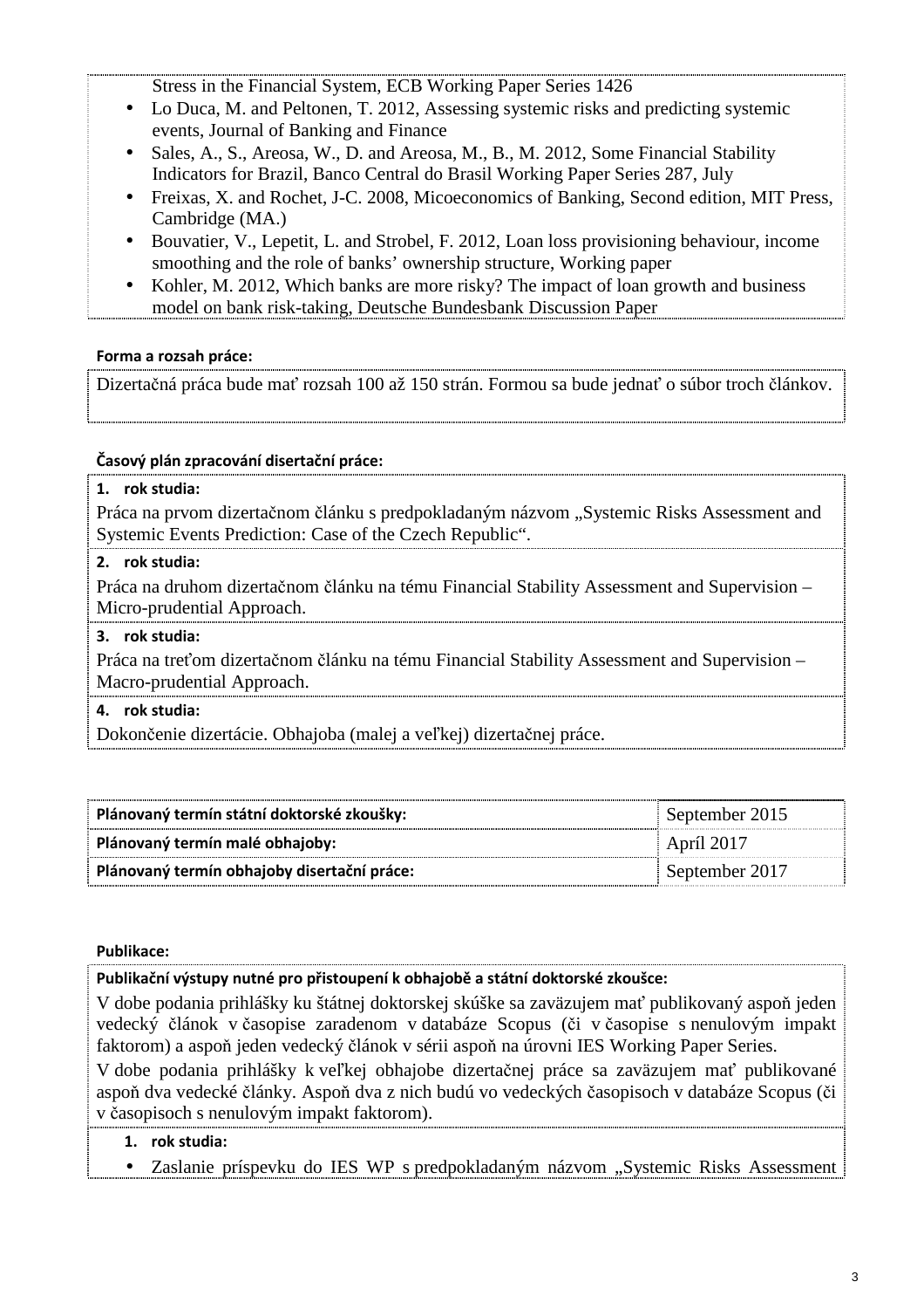Stress in the Financial System, ECB Working Paper Series 1426

- Lo Duca, M. and Peltonen, T. 2012, Assessing systemic risks and predicting systemic events, Journal of Banking and Finance
- Sales, A., S., Areosa, W., D. and Areosa, M., B., M. 2012, Some Financial Stability Indicators for Brazil, Banco Central do Brasil Working Paper Series 287, July
- Freixas, X. and Rochet, J-C. 2008, Micoeconomics of Banking, Second edition, MIT Press, Cambridge (MA.)
- Bouvatier, V., Lepetit, L. and Strobel, F. 2012, Loan loss provisioning behaviour, income smoothing and the role of banks' ownership structure, Working paper
- Kohler, M. 2012, Which banks are more risky? The impact of loan growth and business model on bank risk-taking, Deutsche Bundesbank Discussion Paper

**Forma a rozsah práce:**

Dizertačná práca bude mať rozsah 100 až 150 strán. Formou sa bude jednať o súbor troch článkov.

**Časový plán zpracování disertační práce:**

**1. rok studia:**

Práca na prvom dizertačnom článku s predpokladaným názvom „Systemic Risks Assessment and Systemic Events Prediction: Case of the Czech Republic".

**2. rok studia:**

Práca na druhom dizertačnom článku na tému Financial Stability Assessment and Supervision – Micro-prudential Approach.

**3. rok studia:**

Práca na treťom dizertačnom článku na tému Financial Stability Assessment and Supervision – Macro-prudential Approach.

**4. rok studia:**

Dokončenie dizertácie. Obhajoba (malej a veľkej) dizertačnej práce.

| | |
|---|---|
| **Plánovaný termín státní doktorské zkoušky:** | September 2015 |
| **Plánovaný termín malé obhajoby:** | Apríl 2017 |
| **Plánovaný termín obhajoby disertační práce:** | September 2017 |

**Publikace:**

**Publikační výstupy nutné pro přistoupení k obhajobě a státní doktorské zkoušce:**

V dobe podania prihlášky ku štátnej doktorskej skúške sa zaväzujem mať publikovaný aspoň jeden vedecký článok v časopise zaradenom v databáze Scopus (či v časopise s nenulovým impakt faktorom) a aspoň jeden vedecký článok v sérii aspoň na úrovni IES Working Paper Series.

V dobe podania prihlášky k veľkej obhajobe dizertačnej práce sa zaväzujem mať publikované aspoň dva vedecké články. Aspoň dva z nich budú vo vedeckých časopisoch v databáze Scopus (či v časopisoch s nenulovým impakt faktorom).

**1. rok studia:**

- Zaslanie príspevku do IES WP s predpokladaným názvom „Systemic Risks Assessment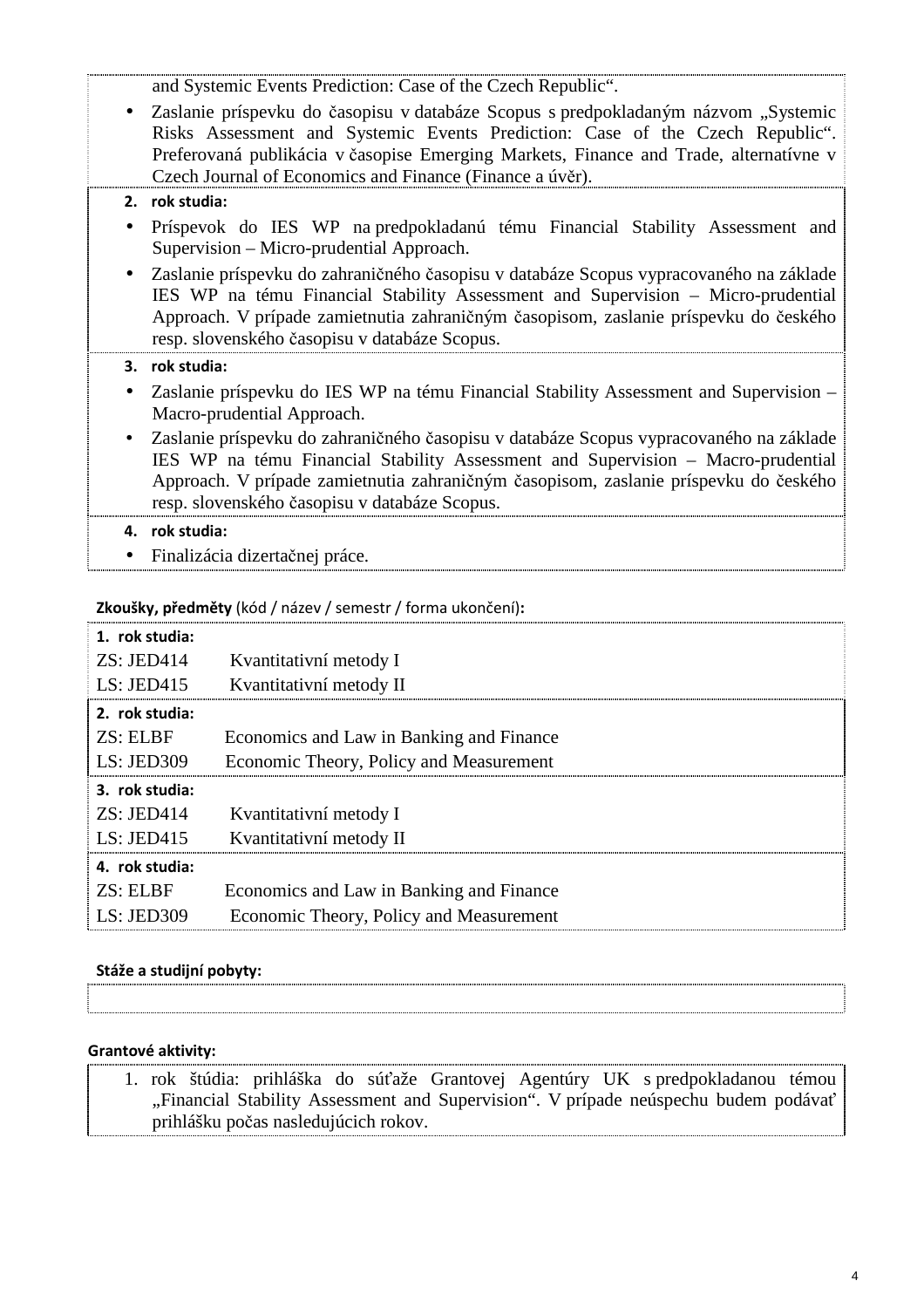and Systemic Events Prediction: Case of the Czech Republic".

- Zaslanie príspevku do časopisu v databáze Scopus s predpokladaným názvom „Systemic Risks Assessment and Systemic Events Prediction: Case of the Czech Republic". Preferovaná publikácia v časopise Emerging Markets, Finance and Trade, alternatívne v Czech Journal of Economics and Finance (Finance a úvěr).

**2. rok studia:**

- Príspevok do IES WP na predpokladanú tému Financial Stability Assessment and Supervision – Micro-prudential Approach.
- Zaslanie príspevku do zahraničného časopisu v databáze Scopus vypracovaného na základe IES WP na tému Financial Stability Assessment and Supervision – Micro-prudential Approach. V prípade zamietnutia zahraničným časopisom, zaslanie príspevku do českého resp. slovenského časopisu v databáze Scopus.

**3. rok studia:**

- Zaslanie príspevku do IES WP na tému Financial Stability Assessment and Supervision – Macro-prudential Approach.
- Zaslanie príspevku do zahraničného časopisu v databáze Scopus vypracovaného na základe IES WP na tému Financial Stability Assessment and Supervision – Macro-prudential Approach. V prípade zamietnutia zahraničným časopisom, zaslanie príspevku do českého resp. slovenského časopisu v databáze Scopus.

**4. rok studia:**

- Finalizácia dizertačnej práce.

**Zkoušky, předměty** (kód / název / semestr / forma ukončení)**:**

**1. rok studia:**

ZS: JED414 Kvantitativní metody I

LS: JED415 Kvantitativní metody II

**2. rok studia:**

ZS: ELBF Economics and Law in Banking and Finance

LS: JED309 Economic Theory, Policy and Measurement

**3. rok studia:**

ZS: JED414 Kvantitativní metody I

LS: JED415 Kvantitativní metody II

**4. rok studia:**

ZS: ELBF Economics and Law in Banking and Finance

LS: JED309 Economic Theory, Policy and Measurement

**Stáže a studijní pobyty:**

**Grantové aktivity:**

1. rok štúdia: prihláška do súťaže Grantovej Agentúry UK s predpokladanou témou „Financial Stability Assessment and Supervision". V prípade neúspechu budem podávať prihlášku počas nasledujúcich rokov.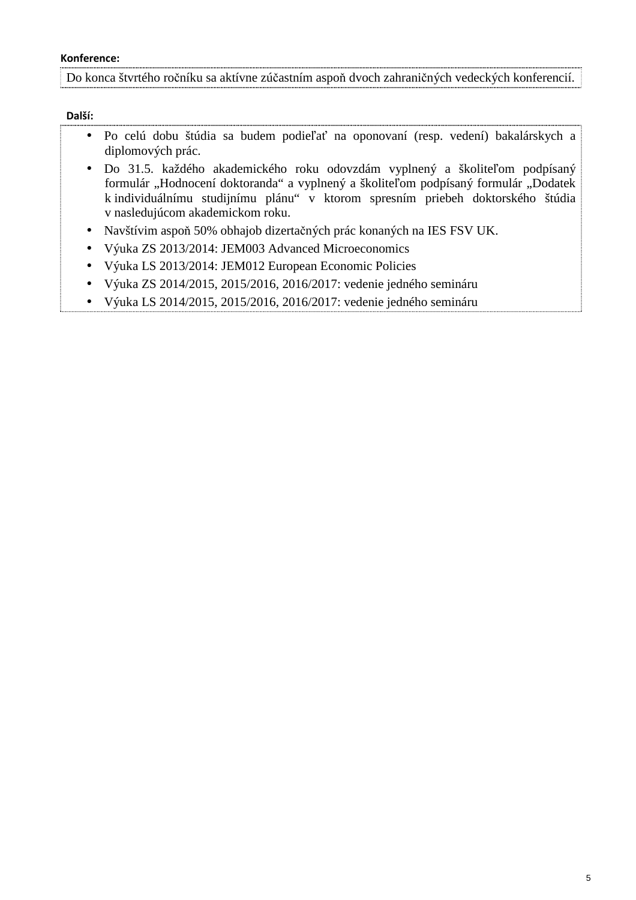**Konference:**

Do konca štvrtého ročníku sa aktívne zúčastním aspoň dvoch zahraničných vedeckých konferencií.

**Další:**

- Po celú dobu štúdia sa budem podieľať na oponovaní (resp. vedení) bakalárskych a diplomových prác.
- Do 31.5. každého akademického roku odovzdám vyplnený a školiteľom podpísaný formulár „Hodnocení doktoranda“ a vyplnený a školiteľom podpísaný formulár „Dodatek k individuálnímu studijnímu plánu“ v ktorom spresním priebeh doktorského štúdia v nasledujúcom akademickom roku.
- Navštívim aspoň 50% obhajob dizertačných prác konaných na IES FSV UK.
- Výuka ZS 2013/2014: JEM003 Advanced Microeconomics
- Výuka LS 2013/2014: JEM012 European Economic Policies
- Výuka ZS 2014/2015, 2015/2016, 2016/2017: vedenie jedného semináru
- Výuka LS 2014/2015, 2015/2016, 2016/2017: vedenie jedného semináru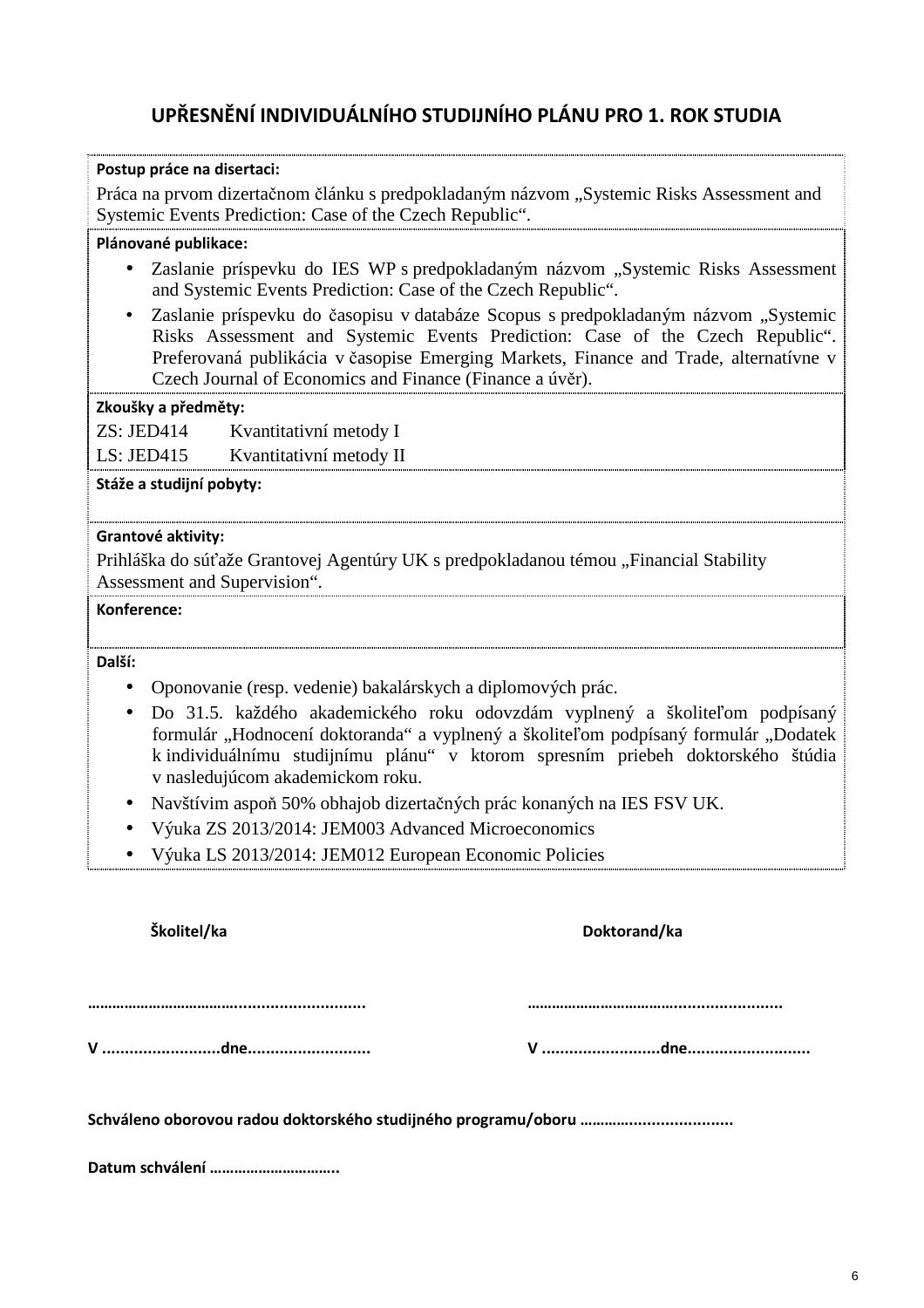## UPŘESNĚNÍ INDIVIDUÁLNÍHO STUDIJNÍHO PLÁNU PRO 1. ROK STUDIA

**Postup práce na disertaci:**

Práca na prvom dizertačnom článku s predpokladaným názvom „Systemic Risks Assessment and Systemic Events Prediction: Case of the Czech Republic“.

**Plánované publikace:**

- Zaslanie príspevku do IES WP s predpokladaným názvom „Systemic Risks Assessment and Systemic Events Prediction: Case of the Czech Republic“.
- Zaslanie príspevku do časopisu v databáze Scopus s predpokladaným názvom „Systemic Risks Assessment and Systemic Events Prediction: Case of the Czech Republic“. Preferovaná publikácia v časopise Emerging Markets, Finance and Trade, alternatívne v Czech Journal of Economics and Finance (Finance a úvěr).

**Zkoušky a předměty:**

ZS: JED414 Kvantitativní metody I

LS: JED415 Kvantitativní metody II

**Stáže a studijní pobyty:**

**Grantové aktivity:**

Prihláška do súťaže Grantovej Agentúry UK s predpokladanou témou „Financial Stability Assessment and Supervision“.

**Konference:**

**Další:**

- Oponovanie (resp. vedenie) bakalárskych a diplomových prác.
- Do 31.5. každého akademického roku odovzdám vyplnený a školiteľom podpísaný formulár „Hodnocení doktoranda“ a vyplnený a školiteľom podpísaný formulár „Dodatek k individuálnímu studijnímu plánu“ v ktorom spresním priebeh doktorského štúdia v nasledujúcom akademickom roku.
- Navštívim aspoň 50% obhajob dizertačných prác konaných na IES FSV UK.
- Výuka ZS 2013/2014: JEM003 Advanced Microeconomics
- Výuka LS 2013/2014: JEM012 European Economic Policies

**Školitel/ka** **Doktorand/ka**

……………………………........................... ……………………………........................

V ..........................dne........................... V ..........................dne...........................

**Schváleno oborovou radou doktorského studijného programu/oboru ……..............................**

**Datum schválení …………………………..**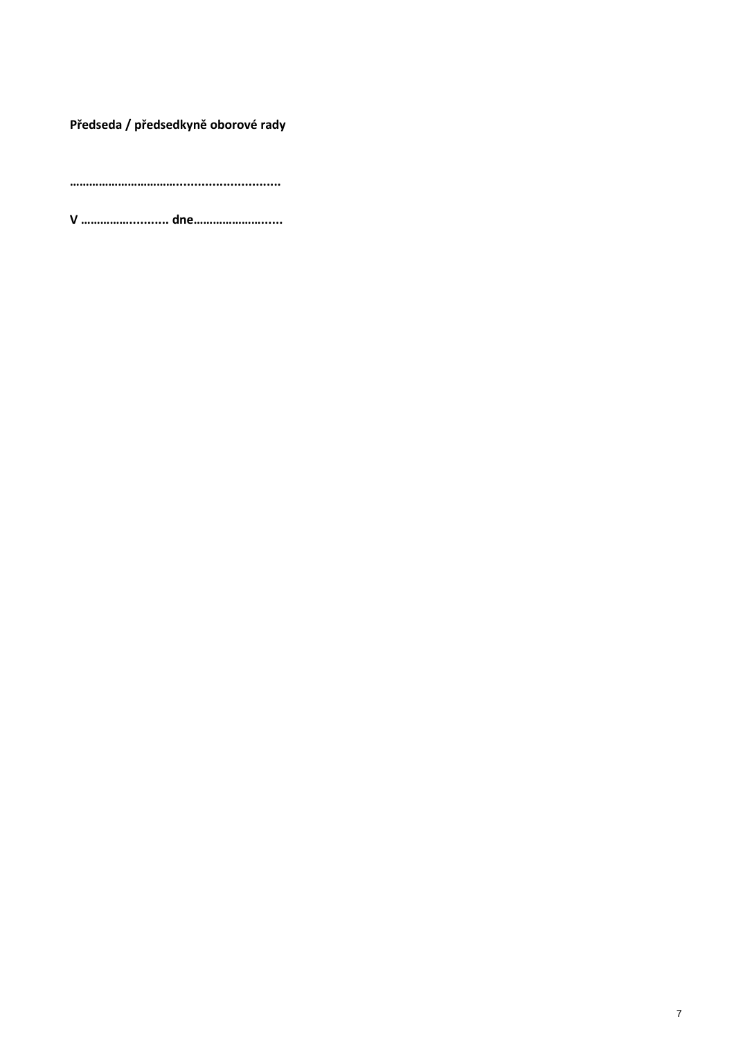**Předseda / předsedkyně oborové rady**

**………………………….............................**

**V ………………........... dne……………………......**